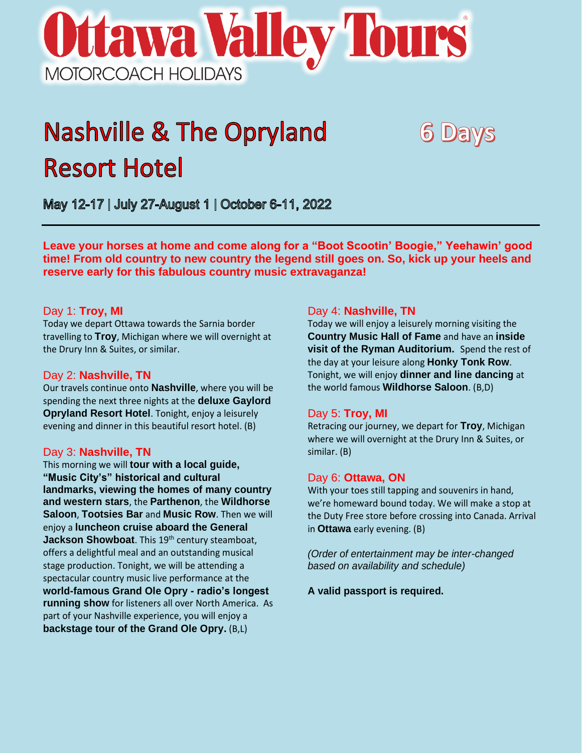# Ottawa Valley Tours

MOTORCOACH HOLIDAYS

# Nashville & The Opryland Resort Hotel

## 6 Days

**May 12-17 | July 27-August 1 | October 6-11, 2022**

---

**Leave your horses at home and come along for a "Boot Scootin' Boogie," Yeehawin' good time! From old country to new country the legend still goes on. So, kick up your heels and reserve early for this fabulous country music extravaganza!**

### Day 1: **Troy, MI**

Today we depart Ottawa towards the Sarnia border travelling to **Troy**, Michigan where we will overnight at the Drury Inn & Suites, or similar.

### Day 2: **Nashville, TN**

Our travels continue onto **Nashville**, where you will be spending the next three nights at the **deluxe Gaylord Opryland Resort Hotel**. Tonight, enjoy a leisurely evening and dinner in this beautiful resort hotel. (B)

### Day 3: **Nashville, TN**

This morning we will **tour with a local guide, "Music City's" historical and cultural landmarks, viewing the homes of many country and western stars**, the **Parthenon**, the **Wildhorse Saloon**, **Tootsies Bar** and **Music Row**. Then we will enjoy a **luncheon cruise aboard the General Jackson Showboat**. This 19th century steamboat, offers a delightful meal and an outstanding musical stage production. Tonight, we will be attending a spectacular country music live performance at the **world-famous Grand Ole Opry - radio's longest running show** for listeners all over North America. As part of your Nashville experience, you will enjoy a **backstage tour of the Grand Ole Opry.** (B,L)

### Day 4: **Nashville, TN**

Today we will enjoy a leisurely morning visiting the **Country Music Hall of Fame** and have an **inside visit of the Ryman Auditorium.** Spend the rest of the day at your leisure along **Honky Tonk Row**. Tonight, we will enjoy **dinner and line dancing** at the world famous **Wildhorse Saloon**. (B,D)

### Day 5: **Troy, MI**

Retracing our journey, we depart for **Troy**, Michigan where we will overnight at the Drury Inn & Suites, or similar. (B)

### Day 6: **Ottawa, ON**

With your toes still tapping and souvenirs in hand, we're homeward bound today. We will make a stop at the Duty Free store before crossing into Canada. Arrival in **Ottawa** early evening. (B)

*(Order of entertainment may be inter-changed based on availability and schedule)*

**A valid passport is required.**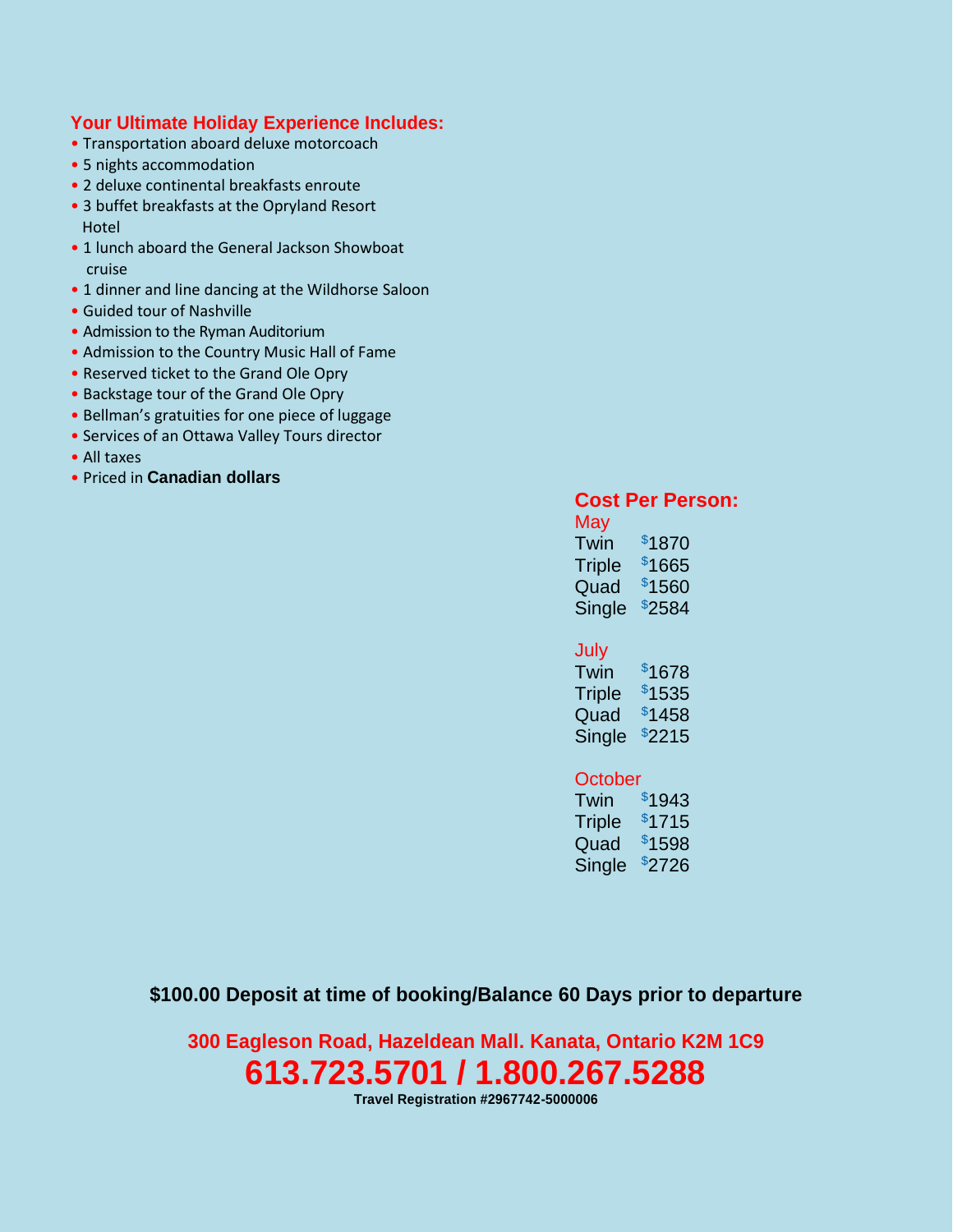## Your Ultimate Holiday Experience Includes:

- Transportation aboard deluxe motorcoach
- 5 nights accommodation
- 2 deluxe continental breakfasts enroute
- 3 buffet breakfasts at the Opryland Resort Hotel
- 1 lunch aboard the General Jackson Showboat cruise
- 1 dinner and line dancing at the Wildhorse Saloon
- Guided tour of Nashville
- Admission to the Ryman Auditorium
- Admission to the Country Music Hall of Fame
- Reserved ticket to the Grand Ole Opry
- Backstage tour of the Grand Ole Opry
- Bellman's gratuities for one piece of luggage
- Services of an Ottawa Valley Tours director
- All taxes
- Priced in **Canadian dollars**

## Cost Per Person:

**May**

| | |
|---|---|
| Twin | $1870 |
| Triple | $1665 |
| Quad | $1560 |
| Single | $2584 |

**July**

| | |
|---|---|
| Twin | $1678 |
| Triple | $1535 |
| Quad | $1458 |
| Single | $2215 |

**October**

| | |
|---|---|
| Twin | $1943 |
| Triple | $1715 |
| Quad | $1598 |
| Single | $2726 |

**$100.00 Deposit at time of booking/Balance 60 Days prior to departure**

**300 Eagleson Road, Hazeldean Mall. Kanata, Ontario K2M 1C9**

# 613.723.5701 / 1.800.267.5288

**Travel Registration #2967742-5000006**